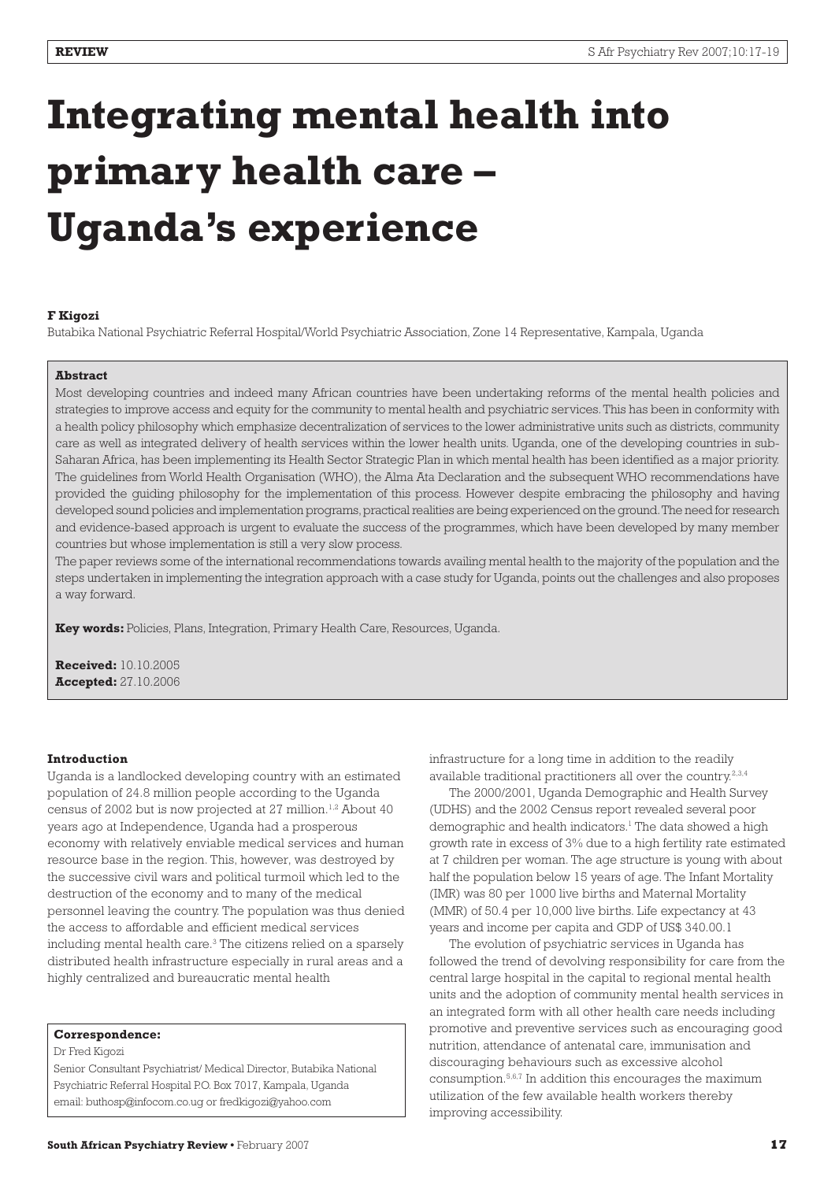REVIEW

# Integrating mental health into primary health care – Uganda's experience

**F Kigozi**

Butabika National Psychiatric Referral Hospital/World Psychiatric Association, Zone 14 Representative, Kampala, Uganda

**Abstract**

Most developing countries and indeed many African countries have been undertaking reforms of the mental health policies and strategies to improve access and equity for the community to mental health and psychiatric services. This has been in conformity with a health policy philosophy which emphasize decentralization of services to the lower administrative units such as districts, community care as well as integrated delivery of health services within the lower health units. Uganda, one of the developing countries in sub-Saharan Africa, has been implementing its Health Sector Strategic Plan in which mental health has been identified as a major priority. The guidelines from World Health Organisation (WHO), the Alma Ata Declaration and the subsequent WHO recommendations have provided the guiding philosophy for the implementation of this process. However despite embracing the philosophy and having developed sound policies and implementation programs, practical realities are being experienced on the ground. The need for research and evidence-based approach is urgent to evaluate the success of the programmes, which have been developed by many member countries but whose implementation is still a very slow process.

The paper reviews some of the international recommendations towards availing mental health to the majority of the population and the steps undertaken in implementing the integration approach with a case study for Uganda, points out the challenges and also proposes a way forward.

**Key words:** Policies, Plans, Integration, Primary Health Care, Resources, Uganda.

**Received:** 10.10.2005
**Accepted:** 27.10.2006

**Correspondence:**
Dr Fred Kigozi
Senior Consultant Psychiatrist/ Medical Director, Butabika National Psychiatric Referral Hospital P.O. Box 7017, Kampala, Uganda
email: buthosp@infocom.co.ug or fredkigozi@yahoo.com

## Introduction

Uganda is a landlocked developing country with an estimated population of 24.8 million people according to the Uganda census of 2002 but is now projected at 27 million.[1,2] About 40 years ago at Independence, Uganda had a prosperous economy with relatively enviable medical services and human resource base in the region. This, however, was destroyed by the successive civil wars and political turmoil which led to the destruction of the economy and to many of the medical personnel leaving the country. The population was thus denied the access to affordable and efficient medical services including mental health care.[3] The citizens relied on a sparsely distributed health infrastructure especially in rural areas and a highly centralized and bureaucratic mental health infrastructure for a long time in addition to the readily available traditional practitioners all over the country.[2,3,4]

The 2000/2001, Uganda Demographic and Health Survey (UDHS) and the 2002 Census report revealed several poor demographic and health indicators.[1] The data showed a high growth rate in excess of 3% due to a high fertility rate estimated at 7 children per woman. The age structure is young with about half the population below 15 years of age. The Infant Mortality (IMR) was 80 per 1000 live births and Maternal Mortality (MMR) of 50.4 per 10,000 live births. Life expectancy at 43 years and income per capita and GDP of US$ 340.00.1

The evolution of psychiatric services in Uganda has followed the trend of devolving responsibility for care from the central large hospital in the capital to regional mental health units and the adoption of community mental health services in an integrated form with all other health care needs including promotive and preventive services such as encouraging good nutrition, attendance of antenatal care, immunisation and discouraging behaviours such as excessive alcohol consumption.[5,6,7] In addition this encourages the maximum utilization of the few available health workers thereby improving accessibility.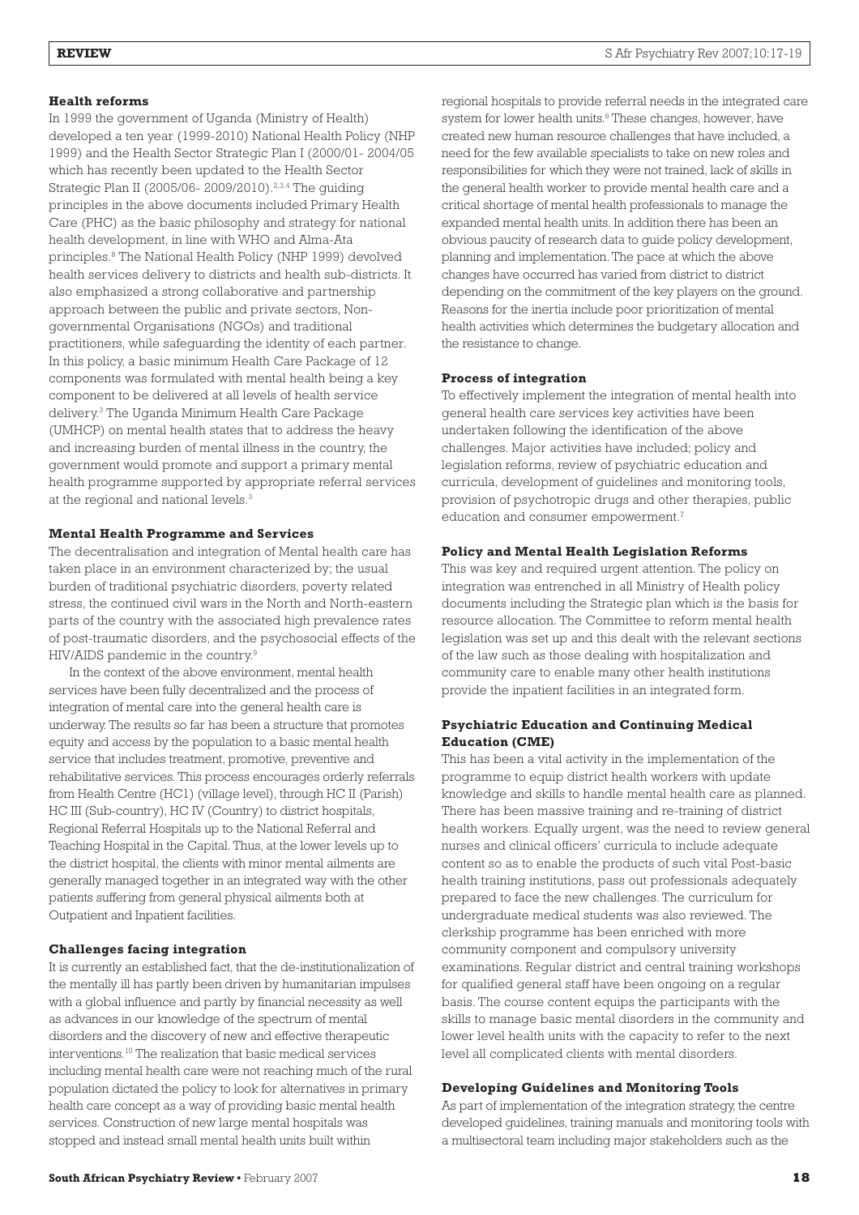### Health reforms

In 1999 the government of Uganda (Ministry of Health) developed a ten year (1999-2010) National Health Policy (NHP 1999) and the Health Sector Strategic Plan I (2000/01- 2004/05 which has recently been updated to the Health Sector Strategic Plan II (2005/06- 2009/2010).[2,3,4] The guiding principles in the above documents included Primary Health Care (PHC) as the basic philosophy and strategy for national health development, in line with WHO and Alma-Ata principles.[8] The National Health Policy (NHP 1999) devolved health services delivery to districts and health sub-districts. It also emphasized a strong collaborative and partnership approach between the public and private sectors, Non-governmental Organisations (NGOs) and traditional practitioners, while safeguarding the identity of each partner. In this policy, a basic minimum Health Care Package of 12 components was formulated with mental health being a key component to be delivered at all levels of health service delivery.[3] The Uganda Minimum Health Care Package (UMHCP) on mental health states that to address the heavy and increasing burden of mental illness in the country, the government would promote and support a primary mental health programme supported by appropriate referral services at the regional and national levels.[3]

### Mental Health Programme and Services

The decentralisation and integration of Mental health care has taken place in an environment characterized by; the usual burden of traditional psychiatric disorders, poverty related stress, the continued civil wars in the North and North-eastern parts of the country with the associated high prevalence rates of post-traumatic disorders, and the psychosocial effects of the HIV/AIDS pandemic in the country.[9]

In the context of the above environment, mental health services have been fully decentralized and the process of integration of mental care into the general health care is underway. The results so far has been a structure that promotes equity and access by the population to a basic mental health service that includes treatment, promotive, preventive and rehabilitative services. This process encourages orderly referrals from Health Centre (HC1) (village level), through HC II (Parish) HC III (Sub-country), HC IV (Country) to district hospitals, Regional Referral Hospitals up to the National Referral and Teaching Hospital in the Capital. Thus, at the lower levels up to the district hospital, the clients with minor mental ailments are generally managed together in an integrated way with the other patients suffering from general physical ailments both at Outpatient and Inpatient facilities.

### Challenges facing integration

It is currently an established fact, that the de-institutionalization of the mentally ill has partly been driven by humanitarian impulses with a global influence and partly by financial necessity as well as advances in our knowledge of the spectrum of mental disorders and the discovery of new and effective therapeutic interventions.[10] The realization that basic medical services including mental health care were not reaching much of the rural population dictated the policy to look for alternatives in primary health care concept as a way of providing basic mental health services. Construction of new large mental hospitals was stopped and instead small mental health units built within regional hospitals to provide referral needs in the integrated care system for lower health units.[6] These changes, however, have created new human resource challenges that have included, a need for the few available specialists to take on new roles and responsibilities for which they were not trained, lack of skills in the general health worker to provide mental health care and a critical shortage of mental health professionals to manage the expanded mental health units. In addition there has been an obvious paucity of research data to guide policy development, planning and implementation. The pace at which the above changes have occurred has varied from district to district depending on the commitment of the key players on the ground. Reasons for the inertia include poor prioritization of mental health activities which determines the budgetary allocation and the resistance to change.

### Process of integration

To effectively implement the integration of mental health into general health care services key activities have been undertaken following the identification of the above challenges. Major activities have included; policy and legislation reforms, review of psychiatric education and curricula, development of guidelines and monitoring tools, provision of psychotropic drugs and other therapies, public education and consumer empowerment.[7]

### Policy and Mental Health Legislation Reforms

This was key and required urgent attention. The policy on integration was entrenched in all Ministry of Health policy documents including the Strategic plan which is the basis for resource allocation. The Committee to reform mental health legislation was set up and this dealt with the relevant sections of the law such as those dealing with hospitalization and community care to enable many other health institutions provide the inpatient facilities in an integrated form.

### Psychiatric Education and Continuing Medical Education (CME)

This has been a vital activity in the implementation of the programme to equip district health workers with update knowledge and skills to handle mental health care as planned. There has been massive training and re-training of district health workers. Equally urgent, was the need to review general nurses and clinical officers' curricula to include adequate content so as to enable the products of such vital Post-basic health training institutions, pass out professionals adequately prepared to face the new challenges. The curriculum for undergraduate medical students was also reviewed. The clerkship programme has been enriched with more community component and compulsory university examinations. Regular district and central training workshops for qualified general staff have been ongoing on a regular basis. The course content equips the participants with the skills to manage basic mental disorders in the community and lower level health units with the capacity to refer to the next level all complicated clients with mental disorders.

### Developing Guidelines and Monitoring Tools

As part of implementation of the integration strategy, the centre developed guidelines, training manuals and monitoring tools with a multisectoral team including major stakeholders such as the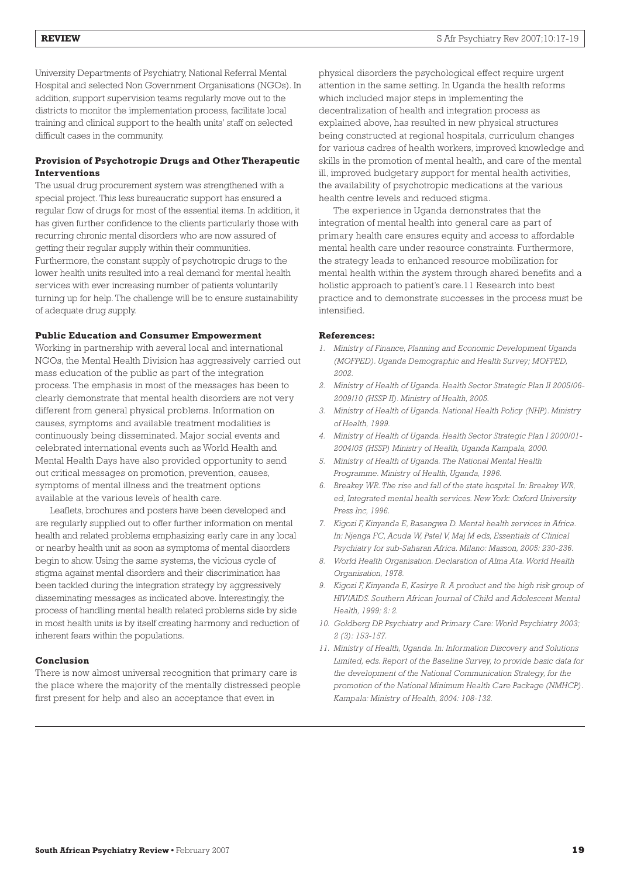University Departments of Psychiatry, National Referral Mental Hospital and selected Non Government Organisations (NGOs). In addition, support supervision teams regularly move out to the districts to monitor the implementation process, facilitate local training and clinical support to the health units' staff on selected difficult cases in the community.

### Provision of Psychotropic Drugs and Other Therapeutic Interventions

The usual drug procurement system was strengthened with a special project. This less bureaucratic support has ensured a regular flow of drugs for most of the essential items. In addition, it has given further confidence to the clients particularly those with recurring chronic mental disorders who are now assured of getting their regular supply within their communities. Furthermore, the constant supply of psychotropic drugs to the lower health units resulted into a real demand for mental health services with ever increasing number of patients voluntarily turning up for help. The challenge will be to ensure sustainability of adequate drug supply.

### Public Education and Consumer Empowerment

Working in partnership with several local and international NGOs, the Mental Health Division has aggressively carried out mass education of the public as part of the integration process. The emphasis in most of the messages has been to clearly demonstrate that mental health disorders are not very different from general physical problems. Information on causes, symptoms and available treatment modalities is continuously being disseminated. Major social events and celebrated international events such as World Health and Mental Health Days have also provided opportunity to send out critical messages on promotion, prevention, causes, symptoms of mental illness and the treatment options available at the various levels of health care.

Leaflets, brochures and posters have been developed and are regularly supplied out to offer further information on mental health and related problems emphasizing early care in any local or nearby health unit as soon as symptoms of mental disorders begin to show. Using the same systems, the vicious cycle of stigma against mental disorders and their discrimination has been tackled during the integration strategy by aggressively disseminating messages as indicated above. Interestingly, the process of handling mental health related problems side by side in most health units is by itself creating harmony and reduction of inherent fears within the populations.

### Conclusion

There is now almost universal recognition that primary care is the place where the majority of the mentally distressed people first present for help and also an acceptance that even in physical disorders the psychological effect require urgent attention in the same setting. In Uganda the health reforms which included major steps in implementing the decentralization of health and integration process as explained above, has resulted in new physical structures being constructed at regional hospitals, curriculum changes for various cadres of health workers, improved knowledge and skills in the promotion of mental health, and care of the mental ill, improved budgetary support for mental health activities, the availability of psychotropic medications at the various health centre levels and reduced stigma.

The experience in Uganda demonstrates that the integration of mental health into general care as part of primary health care ensures equity and access to affordable mental health care under resource constraints. Furthermore, the strategy leads to enhanced resource mobilization for mental health within the system through shared benefits and a holistic approach to patient's care.[11] Research into best practice and to demonstrate successes in the process must be intensified.

### References:

1. *Ministry of Finance, Planning and Economic Development Uganda (MOFPED). Uganda Demographic and Health Survey; MOFPED, 2002.*
2. *Ministry of Health of Uganda. Health Sector Strategic Plan II 2005/06-2009/10 (HSSP II). Ministry of Health, 2005.*
3. *Ministry of Health of Uganda. National Health Policy (NHP). Ministry of Health, 1999.*
4. *Ministry of Health of Uganda. Health Sector Strategic Plan I 2000/01-2004/05 (HSSP) Ministry of Health, Uganda Kampala, 2000.*
5. *Ministry of Health of Uganda. The National Mental Health Programme. Ministry of Health, Uganda, 1996.*
6. *Breakey WR. The rise and fall of the state hospital. In: Breakey WR, ed, Integrated mental health services. New York: Oxford University Press Inc, 1996.*
7. *Kigozi F, Kinyanda E, Basangwa D. Mental health services in Africa. In: Njenga FC, Acuda W, Patel V, Maj M eds, Essentials of Clinical Psychiatry for sub-Saharan Africa. Milano: Masson, 2005: 230-236.*
8. *World Health Organisation. Declaration of Alma Ata. World Health Organisation, 1978.*
9. *Kigozi F, Kinyanda E, Kasirye R. A product and the high risk group of HIV/AIDS. Southern African Journal of Child and Adolescent Mental Health, 1999; 2: 2.*
10. *Goldberg DP. Psychiatry and Primary Care: World Psychiatry 2003; 2 (3): 153-157.*
11. *Ministry of Health, Uganda. In: Information Discovery and Solutions Limited, eds. Report of the Baseline Survey, to provide basic data for the development of the National Communication Strategy, for the promotion of the National Minimum Health Care Package (NMHCP). Kampala: Ministry of Health, 2004: 108-132.*